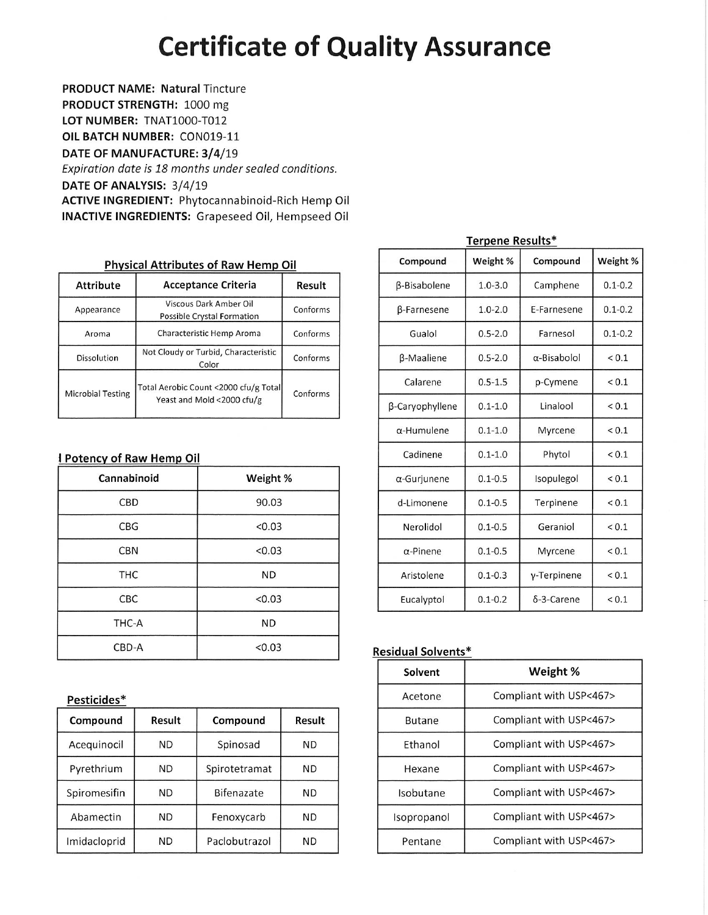# Certificate of Quality Assurance

**PRODUCT NAME: Natural** Tincture
**PRODUCT STRENGTH:** 1000 mg
**LOT NUMBER:** TNAT1000-T012
**OIL BATCH NUMBER:** CON019-11
**DATE OF MANUFACTURE: 3/4**/19
*Expiration date is 18 months under sealed conditions.*
**DATE OF ANALYSIS:** 3/4/19
**ACTIVE INGREDIENT:** Phytocannabinoid-Rich Hemp Oil
**INACTIVE INGREDIENTS:** Grapeseed Oil, Hempseed Oil

**Physical Attributes of Raw Hemp Oil**

| Attribute | Acceptance Criteria | Result |
|---|---|---|
| Appearance | Viscous Dark Amber Oil Possible Crystal Formation | Conforms |
| Aroma | Characteristic Hemp Aroma | Conforms |
| Dissolution | Not Cloudy or Turbid, Characteristic Color | Conforms |
| Microbial Testing | Total Aerobic Count <2000 cfu/g Total Yeast and Mold <2000 cfu/g | Conforms |

**l Potency of Raw Hemp Oil**

| Cannabinoid | Weight % |
|---|---|
| CBD | 90.03 |
| CBG | <0.03 |
| CBN | <0.03 |
| THC | ND |
| CBC | <0.03 |
| THC-A | ND |
| CBD-A | <0.03 |

**Pesticides***

| Compound | Result | Compound | Result |
|---|---|---|---|
| Acequinocil | ND | Spinosad | ND |
| Pyrethrium | ND | Spirotetramat | ND |
| Spiromesifin | ND | Bifenazate | ND |
| Abamectin | ND | Fenoxycarb | ND |
| Imidacloprid | ND | Paclobutrazol | ND |

**Terpene Results***

| Compound | Weight % | Compound | Weight % |
|---|---|---|---|
| β-Bisabolene | 1.0-3.0 | Camphene | 0.1-0.2 |
| β-Farnesene | 1.0-2.0 | E-Farnesene | 0.1-0.2 |
| Gualol | 0.5-2.0 | Farnesol | 0.1-0.2 |
| β-Maaliene | 0.5-2.0 | α-Bisabolol | < 0.1 |
| Calarene | 0.5-1.5 | p-Cymene | < 0.1 |
| β-Caryophyllene | 0.1-1.0 | Linalool | < 0.1 |
| α-Humulene | 0.1-1.0 | Myrcene | < 0.1 |
| Cadinene | 0.1-1.0 | Phytol | < 0.1 |
| α-Gurjunene | 0.1-0.5 | Isopulegol | < 0.1 |
| d-Limonene | 0.1-0.5 | Terpinene | < 0.1 |
| Nerolidol | 0.1-0.5 | Geraniol | < 0.1 |
| α-Pinene | 0.1-0.5 | Myrcene | < 0.1 |
| Aristolene | 0.1-0.3 | γ-Terpinene | < 0.1 |
| Eucalyptol | 0.1-0.2 | δ-3-Carene | < 0.1 |

**Residual Solvents***

| Solvent | Weight % |
|---|---|
| Acetone | Compliant with USP<467> |
| Butane | Compliant with USP<467> |
| Ethanol | Compliant with USP<467> |
| Hexane | Compliant with USP<467> |
| Isobutane | Compliant with USP<467> |
| Isopropanol | Compliant with USP<467> |
| Pentane | Compliant with USP<467> |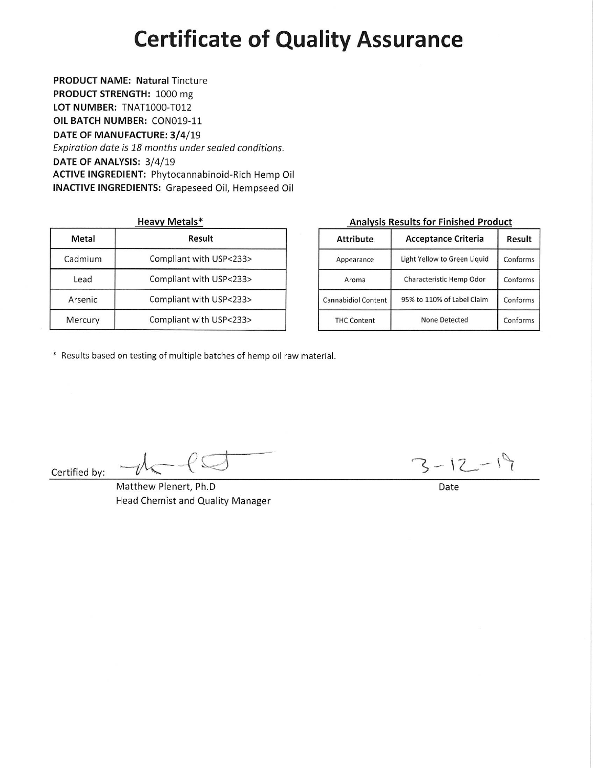# Certificate of Quality Assurance

**PRODUCT NAME: Natural** Tincture
**PRODUCT STRENGTH:** 1000 mg
**LOT NUMBER:** TNAT1000-T012
**OIL BATCH NUMBER:** CON019-11
**DATE OF MANUFACTURE: 3/4/19**
*Expiration date is 18 months under sealed conditions.*
**DATE OF ANALYSIS:** 3/4/19
**ACTIVE INGREDIENT:** Phytocannabinoid-Rich Hemp Oil
**INACTIVE INGREDIENTS:** Grapeseed Oil, Hempseed Oil

**Heavy Metals***

| Metal | Result |
| --- | --- |
| Cadmium | Compliant with USP<233> |
| Lead | Compliant with USP<233> |
| Arsenic | Compliant with USP<233> |
| Mercury | Compliant with USP<233> |

**Analysis Results for Finished Product**

| Attribute | Acceptance Criteria | Result |
| --- | --- | --- |
| Appearance | Light Yellow to Green Liquid | Conforms |
| Aroma | Characteristic Hemp Odor | Conforms |
| Cannabidiol Content | 95% to 110% of Label Claim | Conforms |
| THC Content | None Detected | Conforms |

* Results based on testing of multiple batches of hemp oil raw material.

Certified by: [signature]
Matthew Plenert, Ph.D
Head Chemist and Quality Manager

3-12-19
Date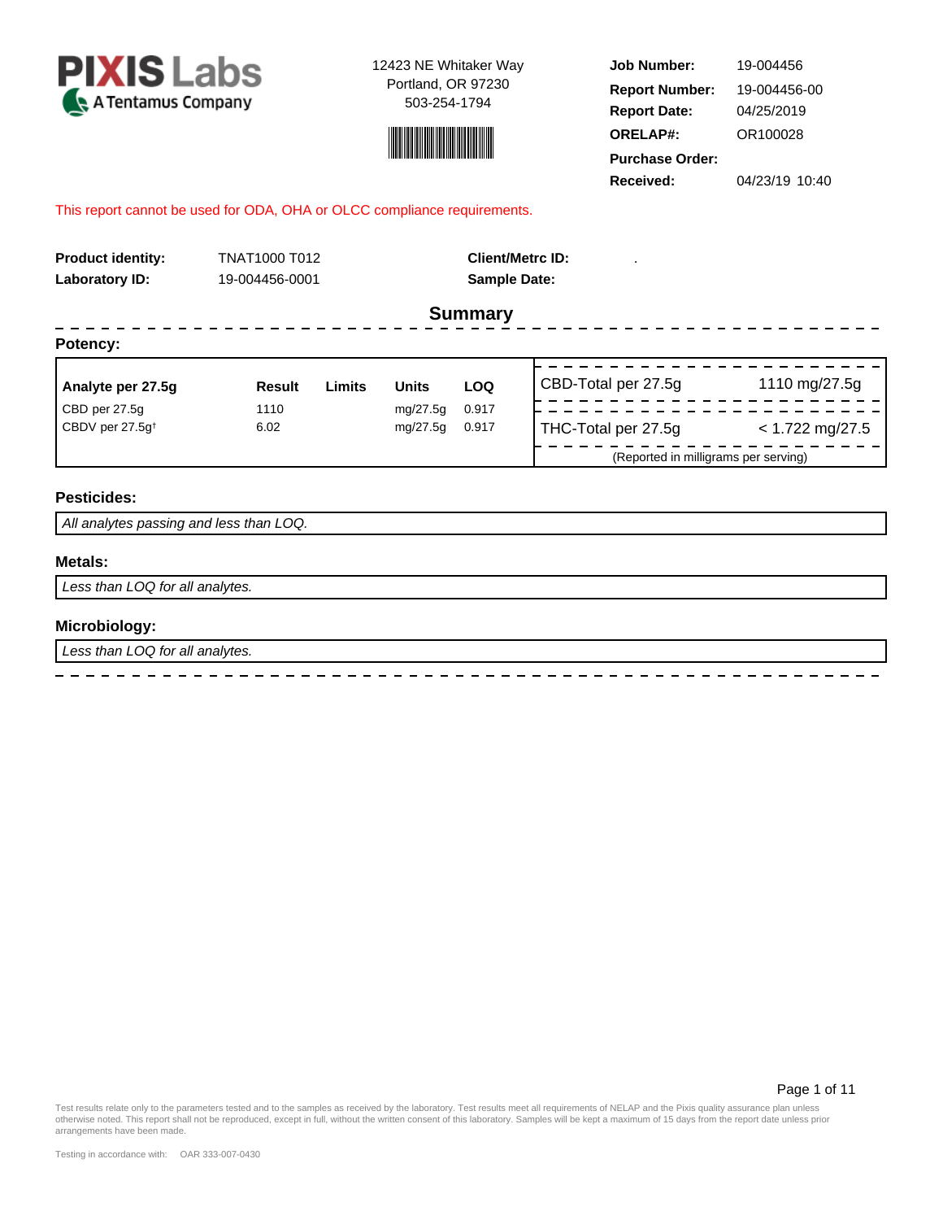**PIXIS Labs**
A Tentamus Company

12423 NE Whitaker Way
Portland, OR 97230
503-254-1794

| | |
|---|---|
| **Job Number:** | 19-004456 |
| **Report Number:** | 19-004456-00 |
| **Report Date:** | 04/25/2019 |
| **ORELAP#:** | OR100028 |
| **Purchase Order:** | |
| **Received:** | 04/23/19 10:40 |

This report cannot be used for ODA, OHA or OLCC compliance requirements.

| | | | |
|---|---|---|---|
| **Product identity:** | TNAT1000 T012 | **Client/Metrc ID:** | . |
| **Laboratory ID:** | 19-004456-0001 | **Sample Date:** | |

## Summary

### Potency:

| Analyte per 27.5g | Result | Limits | Units | LOQ |
|---|---|---|---|---|
| CBD per 27.5g | 1110 | | mg/27.5g | 0.917 |
| CBDV per 27.5g† | 6.02 | | mg/27.5g | 0.917 |

| | |
|---|---|
| CBD-Total per 27.5g | 1110 mg/27.5g |
| THC-Total per 27.5g | < 1.722 mg/27.5 |

(Reported in milligrams per serving)

### Pesticides:

*All analytes passing and less than LOQ.*

### Metals:

*Less than LOQ for all analytes.*

### Microbiology:

*Less than LOQ for all analytes.*

Test results relate only to the parameters tested and to the samples as received by the laboratory. Test results meet all requirements of NELAP and the Pixis quality assurance plan unless otherwise noted. This report shall not be reproduced, except in full, without the written consent of this laboratory. Samples will be kept a maximum of 15 days from the report date unless prior arrangements have been made.

Testing in accordance with: OAR 333-007-0430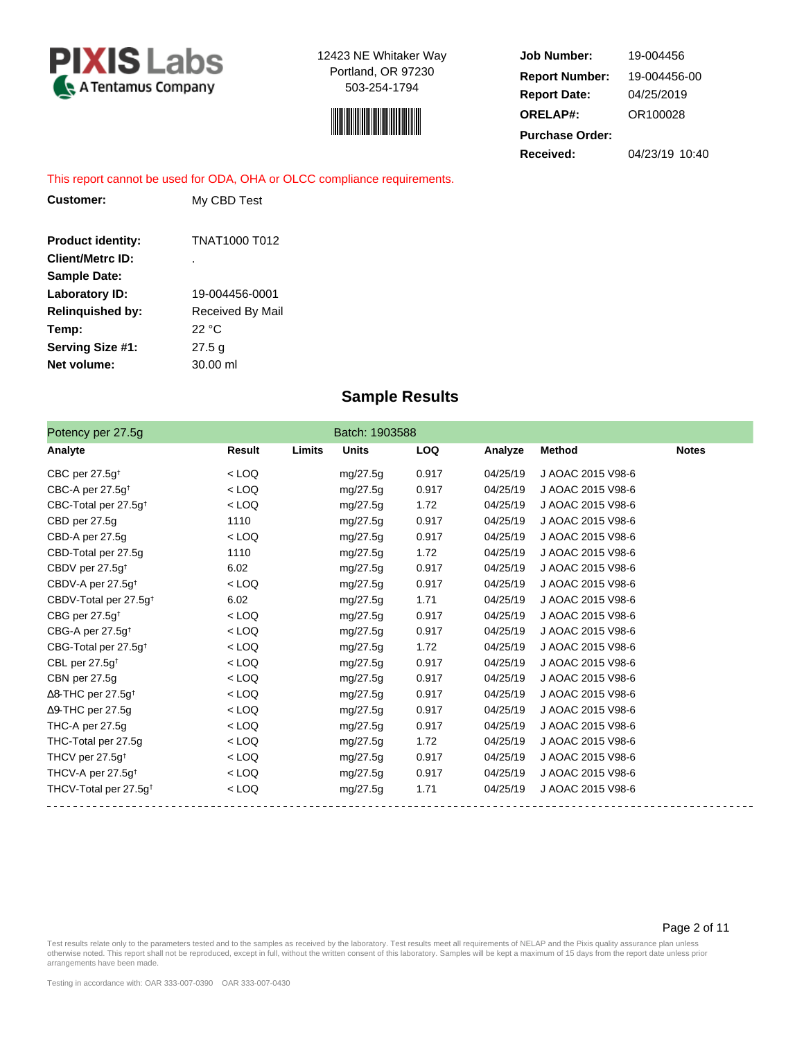**PIXIS Labs**
A Tentamus Company

12423 NE Whitaker Way
Portland, OR 97230
503-254-1794

| | |
|---|---|
| **Job Number:** | 19-004456 |
| **Report Number:** | 19-004456-00 |
| **Report Date:** | 04/25/2019 |
| **ORELAP#:** | OR100028 |
| **Purchase Order:** | |
| **Received:** | 04/23/19 10:40 |

This report cannot be used for ODA, OHA or OLCC compliance requirements.

| | |
|---|---|
| **Customer:** | My CBD Test |
| **Product identity:** | TNAT1000 T012 |
| **Client/Metrc ID:** | . |
| **Sample Date:** | |
| **Laboratory ID:** | 19-004456-0001 |
| **Relinquished by:** | Received By Mail |
| **Temp:** | 22 °C |
| **Serving Size #1:** | 27.5 g |
| **Net volume:** | 30.00 ml |

## Sample Results

Potency per 27.5g — Batch: 1903588

| Analyte | Result | Limits | Units | LOQ | Analyze | Method | Notes |
|---|---|---|---|---|---|---|---|
| CBC per 27.5g† | < LOQ | | mg/27.5g | 0.917 | 04/25/19 | J AOAC 2015 V98-6 | |
| CBC-A per 27.5g† | < LOQ | | mg/27.5g | 0.917 | 04/25/19 | J AOAC 2015 V98-6 | |
| CBC-Total per 27.5g† | < LOQ | | mg/27.5g | 1.72 | 04/25/19 | J AOAC 2015 V98-6 | |
| CBD per 27.5g | 1110 | | mg/27.5g | 0.917 | 04/25/19 | J AOAC 2015 V98-6 | |
| CBD-A per 27.5g | < LOQ | | mg/27.5g | 0.917 | 04/25/19 | J AOAC 2015 V98-6 | |
| CBD-Total per 27.5g | 1110 | | mg/27.5g | 1.72 | 04/25/19 | J AOAC 2015 V98-6 | |
| CBDV per 27.5g† | 6.02 | | mg/27.5g | 0.917 | 04/25/19 | J AOAC 2015 V98-6 | |
| CBDV-A per 27.5g† | < LOQ | | mg/27.5g | 0.917 | 04/25/19 | J AOAC 2015 V98-6 | |
| CBDV-Total per 27.5g† | 6.02 | | mg/27.5g | 1.71 | 04/25/19 | J AOAC 2015 V98-6 | |
| CBG per 27.5g† | < LOQ | | mg/27.5g | 0.917 | 04/25/19 | J AOAC 2015 V98-6 | |
| CBG-A per 27.5g† | < LOQ | | mg/27.5g | 0.917 | 04/25/19 | J AOAC 2015 V98-6 | |
| CBG-Total per 27.5g† | < LOQ | | mg/27.5g | 1.72 | 04/25/19 | J AOAC 2015 V98-6 | |
| CBL per 27.5g† | < LOQ | | mg/27.5g | 0.917 | 04/25/19 | J AOAC 2015 V98-6 | |
| CBN per 27.5g | < LOQ | | mg/27.5g | 0.917 | 04/25/19 | J AOAC 2015 V98-6 | |
| Δ8-THC per 27.5g† | < LOQ | | mg/27.5g | 0.917 | 04/25/19 | J AOAC 2015 V98-6 | |
| Δ9-THC per 27.5g | < LOQ | | mg/27.5g | 0.917 | 04/25/19 | J AOAC 2015 V98-6 | |
| THC-A per 27.5g | < LOQ | | mg/27.5g | 0.917 | 04/25/19 | J AOAC 2015 V98-6 | |
| THC-Total per 27.5g | < LOQ | | mg/27.5g | 1.72 | 04/25/19 | J AOAC 2015 V98-6 | |
| THCV per 27.5g† | < LOQ | | mg/27.5g | 0.917 | 04/25/19 | J AOAC 2015 V98-6 | |
| THCV-A per 27.5g† | < LOQ | | mg/27.5g | 0.917 | 04/25/19 | J AOAC 2015 V98-6 | |
| THCV-Total per 27.5g† | < LOQ | | mg/27.5g | 1.71 | 04/25/19 | J AOAC 2015 V98-6 | |

Test results relate only to the parameters tested and to the samples as received by the laboratory. Test results meet all requirements of NELAP and the Pixis quality assurance plan unless otherwise noted. This report shall not be reproduced, except in full, without the written consent of this laboratory. Samples will be kept a maximum of 15 days from the report date unless prior arrangements have been made.

Testing in accordance with: OAR 333-007-0390 OAR 333-007-0430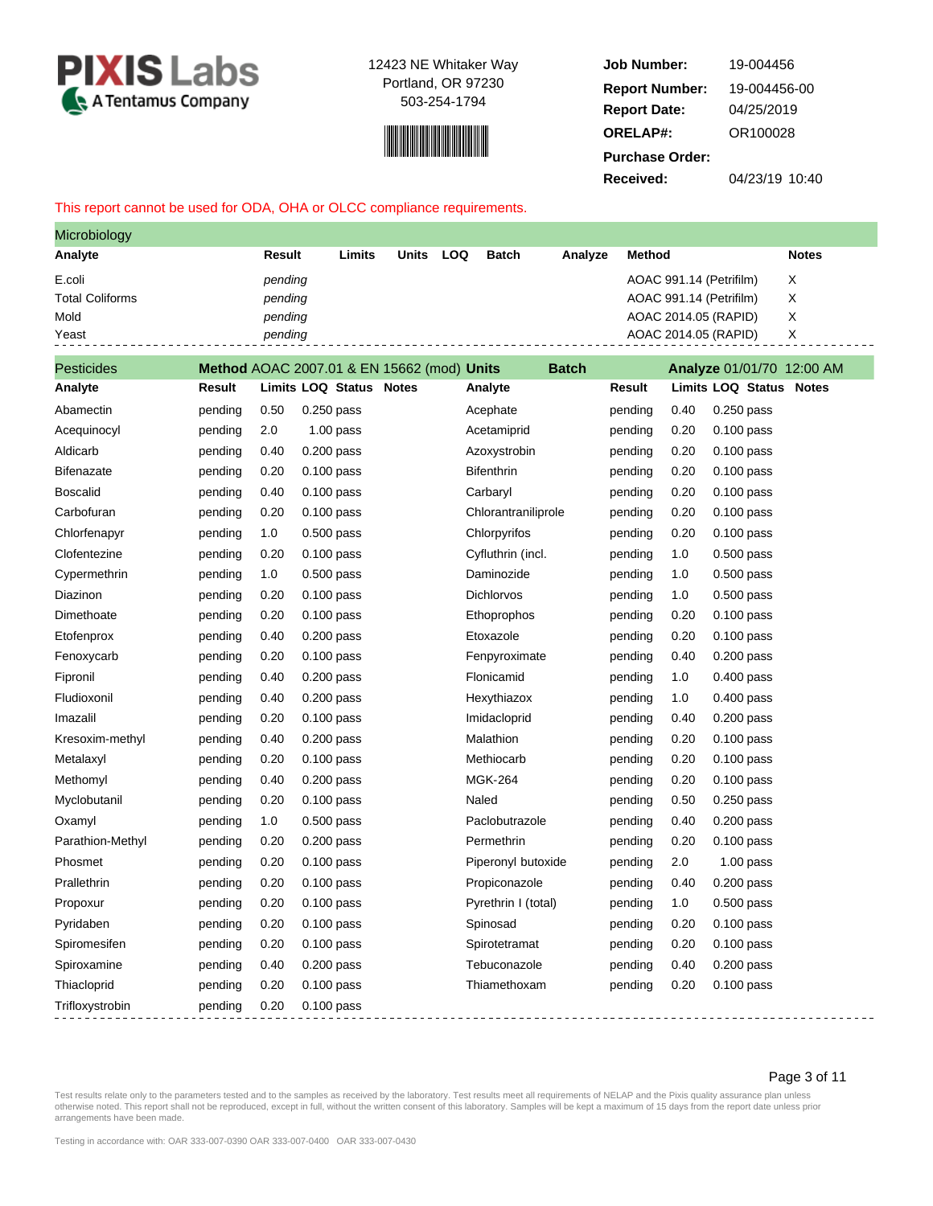**PIXIS Labs**
A Tentamus Company

12423 NE Whitaker Way
Portland, OR 97230
503-254-1794

| | |
|---|---|
| **Job Number:** | 19-004456 |
| **Report Number:** | 19-004456-00 |
| **Report Date:** | 04/25/2019 |
| **ORELAP#:** | OR100028 |
| **Purchase Order:** | |
| **Received:** | 04/23/19 10:40 |

This report cannot be used for ODA, OHA or OLCC compliance requirements.

## Microbiology

| Analyte | Result | Limits | Units | LOQ | Batch | Analyze | Method | Notes |
|---|---|---|---|---|---|---|---|---|
| E.coli | *pending* | | | | | | AOAC 991.14 (Petrifilm) | X |
| Total Coliforms | *pending* | | | | | | AOAC 991.14 (Petrifilm) | X |
| Mold | *pending* | | | | | | AOAC 2014.05 (RAPID) | X |
| Yeast | *pending* | | | | | | AOAC 2014.05 (RAPID) | X |

## Pesticides

**Method** AOAC 2007.01 & EN 15662 (mod) **Units** **Batch** **Analyze** 01/01/70 12:00 AM

| Analyte | Result | Limits | LOQ | Status | Notes | Analyte | Result | Limits | LOQ | Status | Notes |
|---|---|---|---|---|---|---|---|---|---|---|---|
| Abamectin | pending | 0.50 | 0.250 | pass | | Acephate | pending | 0.40 | 0.250 | pass | |
| Acequinocyl | pending | 2.0 | 1.00 | pass | | Acetamiprid | pending | 0.20 | 0.100 | pass | |
| Aldicarb | pending | 0.40 | 0.200 | pass | | Azoxystrobin | pending | 0.20 | 0.100 | pass | |
| Bifenazate | pending | 0.20 | 0.100 | pass | | Bifenthrin | pending | 0.20 | 0.100 | pass | |
| Boscalid | pending | 0.40 | 0.100 | pass | | Carbaryl | pending | 0.20 | 0.100 | pass | |
| Carbofuran | pending | 0.20 | 0.100 | pass | | Chlorantraniliprole | pending | 0.20 | 0.100 | pass | |
| Chlorfenapyr | pending | 1.0 | 0.500 | pass | | Chlorpyrifos | pending | 0.20 | 0.100 | pass | |
| Clofentezine | pending | 0.20 | 0.100 | pass | | Cyfluthrin (incl. | pending | 1.0 | 0.500 | pass | |
| Cypermethrin | pending | 1.0 | 0.500 | pass | | Daminozide | pending | 1.0 | 0.500 | pass | |
| Diazinon | pending | 0.20 | 0.100 | pass | | Dichlorvos | pending | 1.0 | 0.500 | pass | |
| Dimethoate | pending | 0.20 | 0.100 | pass | | Ethoprophos | pending | 0.20 | 0.100 | pass | |
| Etofenprox | pending | 0.40 | 0.200 | pass | | Etoxazole | pending | 0.20 | 0.100 | pass | |
| Fenoxycarb | pending | 0.20 | 0.100 | pass | | Fenpyroximate | pending | 0.40 | 0.200 | pass | |
| Fipronil | pending | 0.40 | 0.200 | pass | | Flonicamid | pending | 1.0 | 0.400 | pass | |
| Fludioxonil | pending | 0.40 | 0.200 | pass | | Hexythiazox | pending | 1.0 | 0.400 | pass | |
| Imazalil | pending | 0.20 | 0.100 | pass | | Imidacloprid | pending | 0.40 | 0.200 | pass | |
| Kresoxim-methyl | pending | 0.40 | 0.200 | pass | | Malathion | pending | 0.20 | 0.100 | pass | |
| Metalaxyl | pending | 0.20 | 0.100 | pass | | Methiocarb | pending | 0.20 | 0.100 | pass | |
| Methomyl | pending | 0.40 | 0.200 | pass | | MGK-264 | pending | 0.20 | 0.100 | pass | |
| Myclobutanil | pending | 0.20 | 0.100 | pass | | Naled | pending | 0.50 | 0.250 | pass | |
| Oxamyl | pending | 1.0 | 0.500 | pass | | Paclobutrazole | pending | 0.40 | 0.200 | pass | |
| Parathion-Methyl | pending | 0.20 | 0.200 | pass | | Permethrin | pending | 0.20 | 0.100 | pass | |
| Phosmet | pending | 0.20 | 0.100 | pass | | Piperonyl butoxide | pending | 2.0 | 1.00 | pass | |
| Prallethrin | pending | 0.20 | 0.100 | pass | | Propiconazole | pending | 0.40 | 0.200 | pass | |
| Propoxur | pending | 0.20 | 0.100 | pass | | Pyrethrin I (total) | pending | 1.0 | 0.500 | pass | |
| Pyridaben | pending | 0.20 | 0.100 | pass | | Spinosad | pending | 0.20 | 0.100 | pass | |
| Spiromesifen | pending | 0.20 | 0.100 | pass | | Spirotetramat | pending | 0.20 | 0.100 | pass | |
| Spiroxamine | pending | 0.40 | 0.200 | pass | | Tebuconazole | pending | 0.40 | 0.200 | pass | |
| Thiacloprid | pending | 0.20 | 0.100 | pass | | Thiamethoxam | pending | 0.20 | 0.100 | pass | |
| Trifloxystrobin | pending | 0.20 | 0.100 | pass | | | | | | | |

Test results relate only to the parameters tested and to the samples as received by the laboratory. Test results meet all requirements of NELAP and the Pixis quality assurance plan unless otherwise noted. This report shall not be reproduced, except in full, without the written consent of this laboratory. Samples will be kept a maximum of 15 days from the report date unless prior arrangements have been made.

Testing in accordance with: OAR 333-007-0390 OAR 333-007-0400 OAR 333-007-0430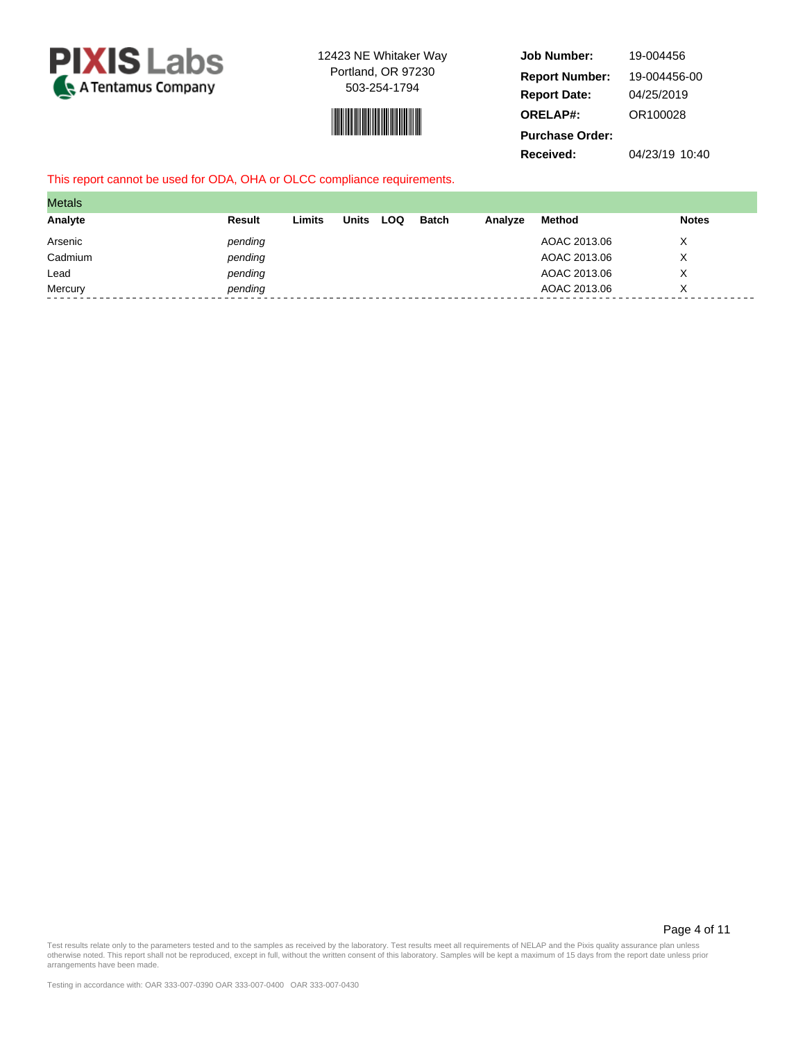**PIXIS Labs** A Tentamus Company

12423 NE Whitaker Way
Portland, OR 97230
503-254-1794

| | |
|---|---|
| **Job Number:** | 19-004456 |
| **Report Number:** | 19-004456-00 |
| **Report Date:** | 04/25/2019 |
| **ORELAP#:** | OR100028 |
| **Purchase Order:** | |
| **Received:** | 04/23/19 10:40 |

This report cannot be used for ODA, OHA or OLCC compliance requirements.

## Metals

| Analyte | Result | Limits | Units | LOQ | Batch | Analyze | Method | Notes |
|---|---|---|---|---|---|---|---|---|
| Arsenic | *pending* | | | | | | AOAC 2013.06 | X |
| Cadmium | *pending* | | | | | | AOAC 2013.06 | X |
| Lead | *pending* | | | | | | AOAC 2013.06 | X |
| Mercury | *pending* | | | | | | AOAC 2013.06 | X |

Test results relate only to the parameters tested and to the samples as received by the laboratory. Test results meet all requirements of NELAP and the Pixis quality assurance plan unless otherwise noted. This report shall not be reproduced, except in full, without the written consent of this laboratory. Samples will be kept a maximum of 15 days from the report date unless prior arrangements have been made.

Testing in accordance with: OAR 333-007-0390 OAR 333-007-0400 OAR 333-007-0430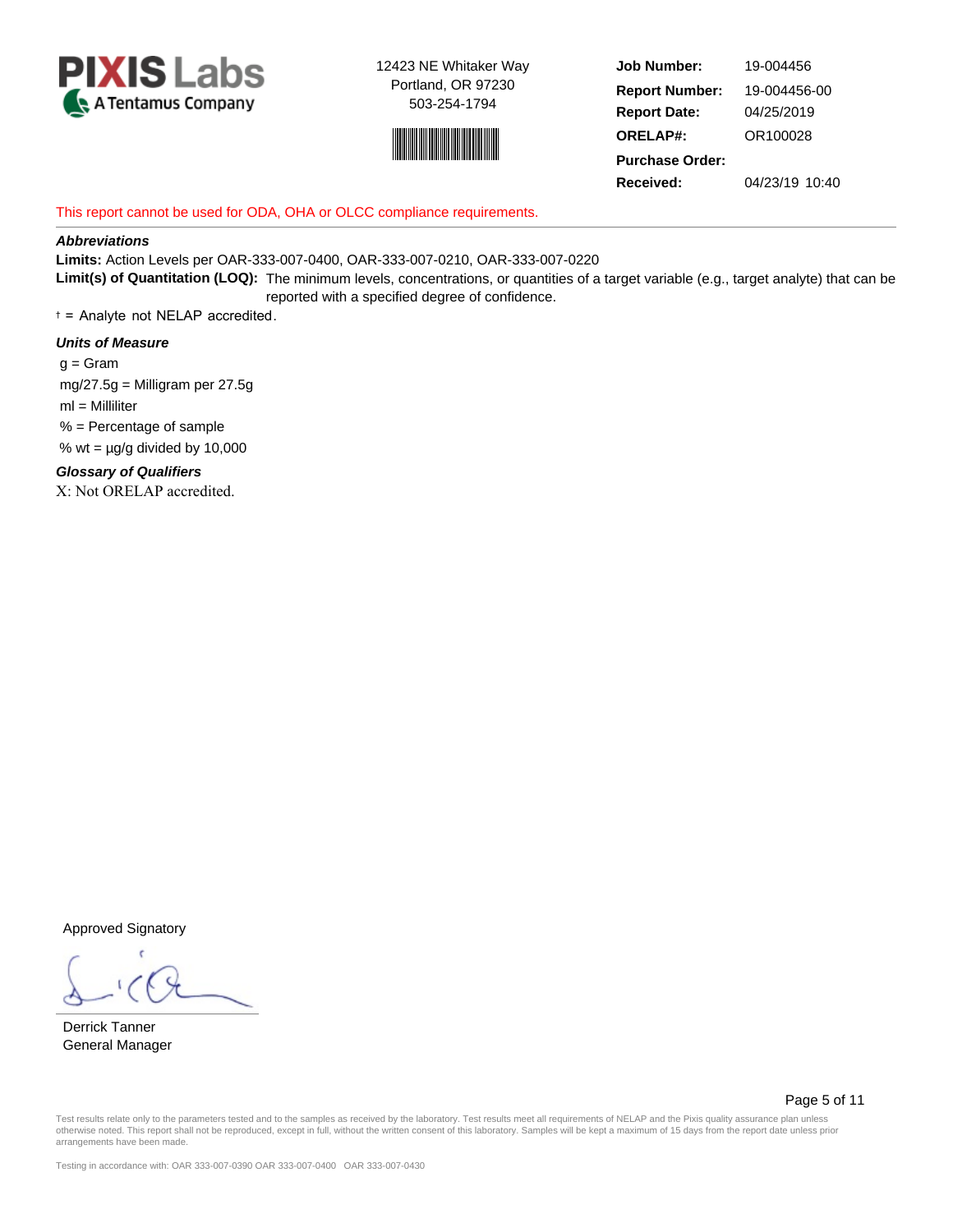12423 NE Whitaker Way
Portland, OR 97230
503-254-1794

| | |
|---|---|
| **Job Number:** | 19-004456 |
| **Report Number:** | 19-004456-00 |
| **Report Date:** | 04/25/2019 |
| **ORELAP#:** | OR100028 |
| **Purchase Order:** | |
| **Received:** | 04/23/19 10:40 |

This report cannot be used for ODA, OHA or OLCC compliance requirements.

***Abbreviations***

**Limits:** Action Levels per OAR-333-007-0400, OAR-333-007-0210, OAR-333-007-0220

**Limit(s) of Quantitation (LOQ):** The minimum levels, concentrations, or quantities of a target variable (e.g., target analyte) that can be reported with a specified degree of confidence.

† = Analyte not NELAP accredited.

***Units of Measure***

g = Gram

mg/27.5g = Milligram per 27.5g

ml = Milliliter

% = Percentage of sample

% wt = µg/g divided by 10,000

***Glossary of Qualifiers***

X: Not ORELAP accredited.

Approved Signatory

Derrick Tanner
General Manager

Test results relate only to the parameters tested and to the samples as received by the laboratory. Test results meet all requirements of NELAP and the Pixis quality assurance plan unless otherwise noted. This report shall not be reproduced, except in full, without the written consent of this laboratory. Samples will be kept a maximum of 15 days from the report date unless prior arrangements have been made.

Testing in accordance with: OAR 333-007-0390 OAR 333-007-0400 OAR 333-007-0430